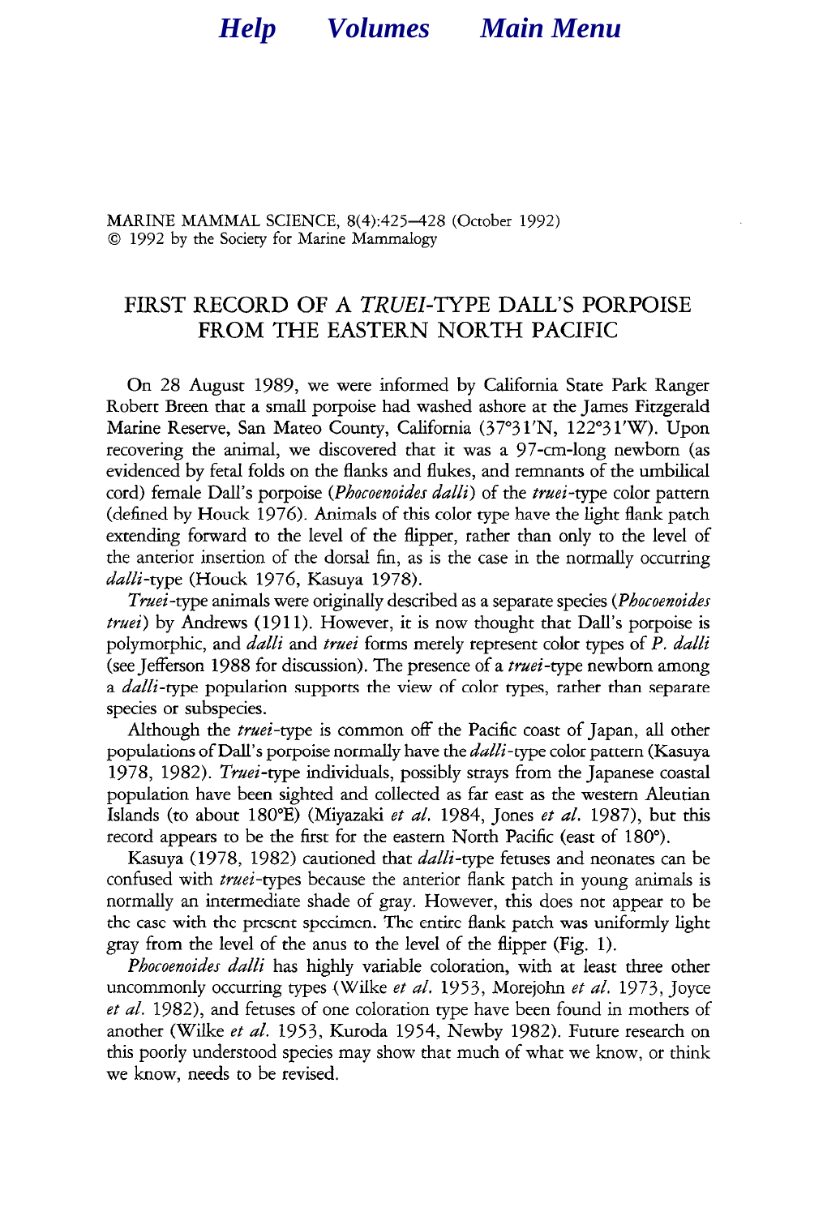# FIRST RECORD OF A *TRUEI*-TYPE DALL'S PORPOISE FROM THE EASTERN NORTH PACIFIC

On 28 August 1989, we were informed by California State Park Ranger Robert Breen that a small porpoise had washed ashore at the James Fitzgerald Marine Reserve, San Mateo County, California (37°31′N, 122°31′W). Upon recovering the animal, we discovered that it was a 97-cm-long newborn (as evidenced by fetal folds on the flanks and flukes, and remnants of the umbilical cord) female Dall's porpoise (*Phocoenoides dalli*) of the *truei*-type color pattern (defined by Houck 1976). Animals of this color type have the light flank patch extending forward to the level of the flipper, rather than only to the level of the anterior insertion of the dorsal fin, as is the case in the normally occurring *dalli*-type (Houck 1976, Kasuya 1978).

*Truei*-type animals were originally described as a separate species (*Phocoenoides truei*) by Andrews (1911). However, it is now thought that Dall's porpoise is polymorphic, and *dalli* and *truei* forms merely represent color types of *P. dalli* (see Jefferson 1988 for discussion). The presence of a *truei*-type newborn among a *dalli*-type population supports the view of color types, rather than separate species or subspecies.

Although the *truei*-type is common off the Pacific coast of Japan, all other populations of Dall's porpoise normally have the *dalli*-type color pattern (Kasuya 1978, 1982). *Truei*-type individuals, possibly strays from the Japanese coastal population have been sighted and collected as far east as the western Aleutian Islands (to about 180°E) (Miyazaki *et al.* 1984, Jones *et al.* 1987), but this record appears to be the first for the eastern North Pacific (east of 180°).

Kasuya (1978, 1982) cautioned that *dalli*-type fetuses and neonates can be confused with *truei*-types because the anterior flank patch in young animals is normally an intermediate shade of gray. However, this does not appear to be the case with the present specimen. The entire flank patch was uniformly light gray from the level of the anus to the level of the flipper (Fig. 1).

*Phocoenoides dalli* has highly variable coloration, with at least three other uncommonly occurring types (Wilke *et al.* 1953, Morejohn *et al.* 1973, Joyce *et al.* 1982), and fetuses of one coloration type have been found in mothers of another (Wilke *et al.* 1953, Kuroda 1954, Newby 1982). Future research on this poorly understood species may show that much of what we know, or think we know, needs to be revised.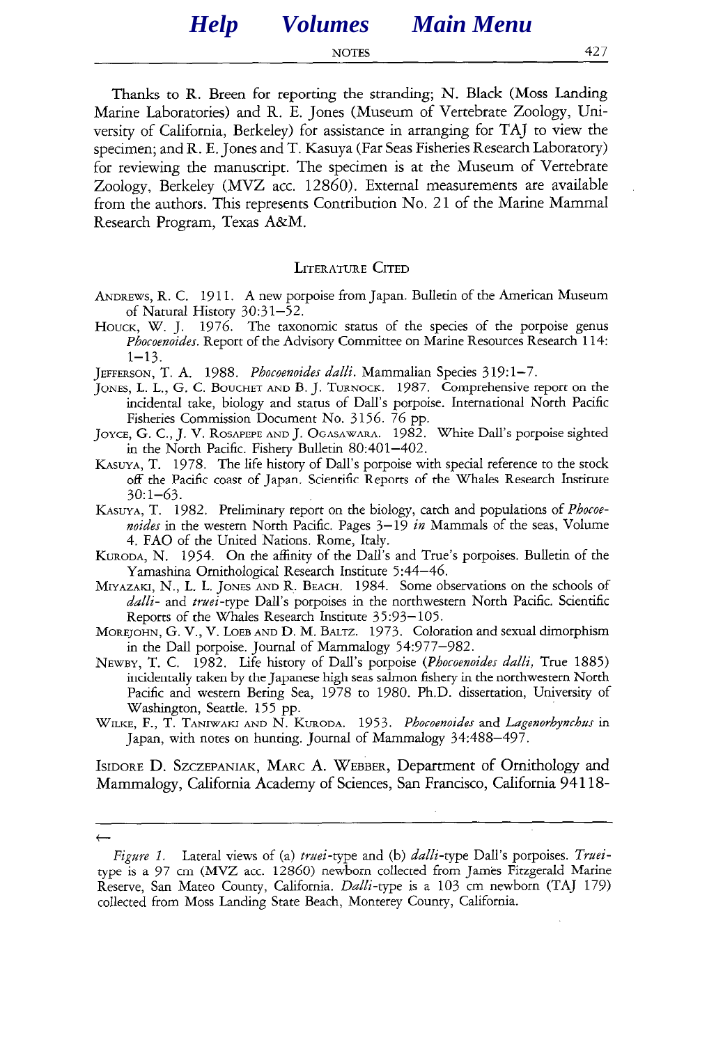Thanks to R. Breen for reporting the stranding; N. Black (Moss Landing Marine Laboratories) and R. E. Jones (Museum of Vertebrate Zoology, University of California, Berkeley) for assistance in arranging for TAJ to view the specimen; and R. E. Jones and T. Kasuya (Far Seas Fisheries Research Laboratory) for reviewing the manuscript. The specimen is at the Museum of Vertebrate Zoology, Berkeley (MVZ acc. 12860). External measurements are available from the authors. This represents Contribution No. 21 of the Marine Mammal Research Program, Texas A&M.

## Literature Cited

Andrews, R. C. 1911. A new porpoise from Japan. Bulletin of the American Museum of Natural History 30:31–52.

Houck, W. J. 1976. The taxonomic status of the species of the porpoise genus *Phocoenoides*. Report of the Advisory Committee on Marine Resources Research 114: 1–13.

Jefferson, T. A. 1988. *Phocoenoides dalli*. Mammalian Species 319:1–7.

Jones, L. L., G. C. Bouchet and B. J. Turnock. 1987. Comprehensive report on the incidental take, biology and status of Dall's porpoise. International North Pacific Fisheries Commission Document No. 3156. 76 pp.

Joyce, G. C., J. V. Rosapepe and J. Ogasawara. 1982. White Dall's porpoise sighted in the North Pacific. Fishery Bulletin 80:401–402.

Kasuya, T. 1978. The life history of Dall's porpoise with special reference to the stock off the Pacific coast of Japan. Scientific Reports of the Whales Research Institute 30:1–63.

Kasuya, T. 1982. Preliminary report on the biology, catch and populations of *Phocoenoides* in the western North Pacific. Pages 3–19 *in* Mammals of the seas, Volume 4. FAO of the United Nations. Rome, Italy.

Kuroda, N. 1954. On the affinity of the Dall's and True's porpoises. Bulletin of the Yamashina Ornithological Research Institute 5:44–46.

Miyazaki, N., L. L. Jones and R. Beach. 1984. Some observations on the schools of *dalli*- and *truei*-type Dall's porpoises in the northwestern North Pacific. Scientific Reports of the Whales Research Institute 35:93–105.

Morejohn, G. V., V. Loeb and D. M. Baltz. 1973. Coloration and sexual dimorphism in the Dall porpoise. Journal of Mammalogy 54:977–982.

Newby, T. C. 1982. Life history of Dall's porpoise (*Phocoenoides dalli,* True 1885) incidentally taken by the Japanese high seas salmon fishery in the northwestern North Pacific and western Bering Sea, 1978 to 1980. Ph.D. dissertation, University of Washington, Seattle. 155 pp.

Wilke, F., T. Taniwaki and N. Kuroda. 1953. *Phocoenoides* and *Lagenorhynchus* in Japan, with notes on hunting. Journal of Mammalogy 34:488–497.

Isidore D. Szczepaniak, Marc A. Webber, Department of Ornithology and Mammalogy, California Academy of Sciences, San Francisco, California 94118-

←

*Figure 1.* Lateral views of (a) *truei*-type and (b) *dalli*-type Dall's porpoises. *Truei*-type is a 97 cm (MVZ acc. 12860) newborn collected from James Fitzgerald Marine Reserve, San Mateo County, California. *Dalli*-type is a 103 cm newborn (TAJ 179) collected from Moss Landing State Beach, Monterey County, California.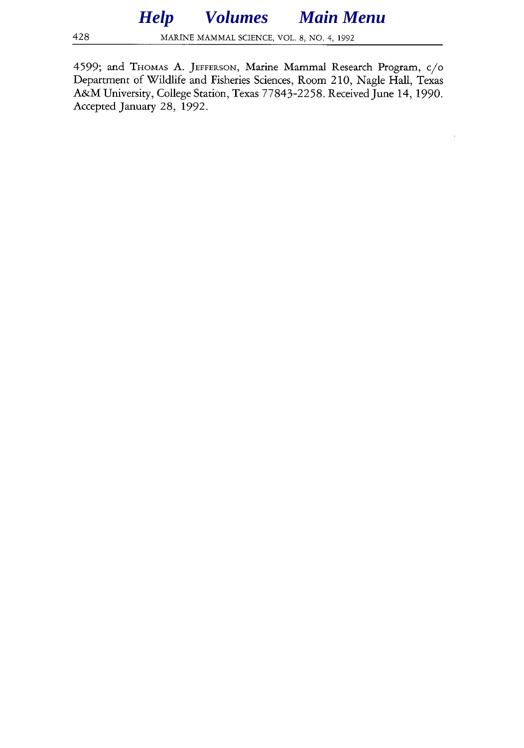4599; and THOMAS A. JEFFERSON, Marine Mammal Research Program, c/o Department of Wildlife and Fisheries Sciences, Room 210, Nagle Hall, Texas A&M University, College Station, Texas 77843-2258. Received June 14, 1990. Accepted January 28, 1992.